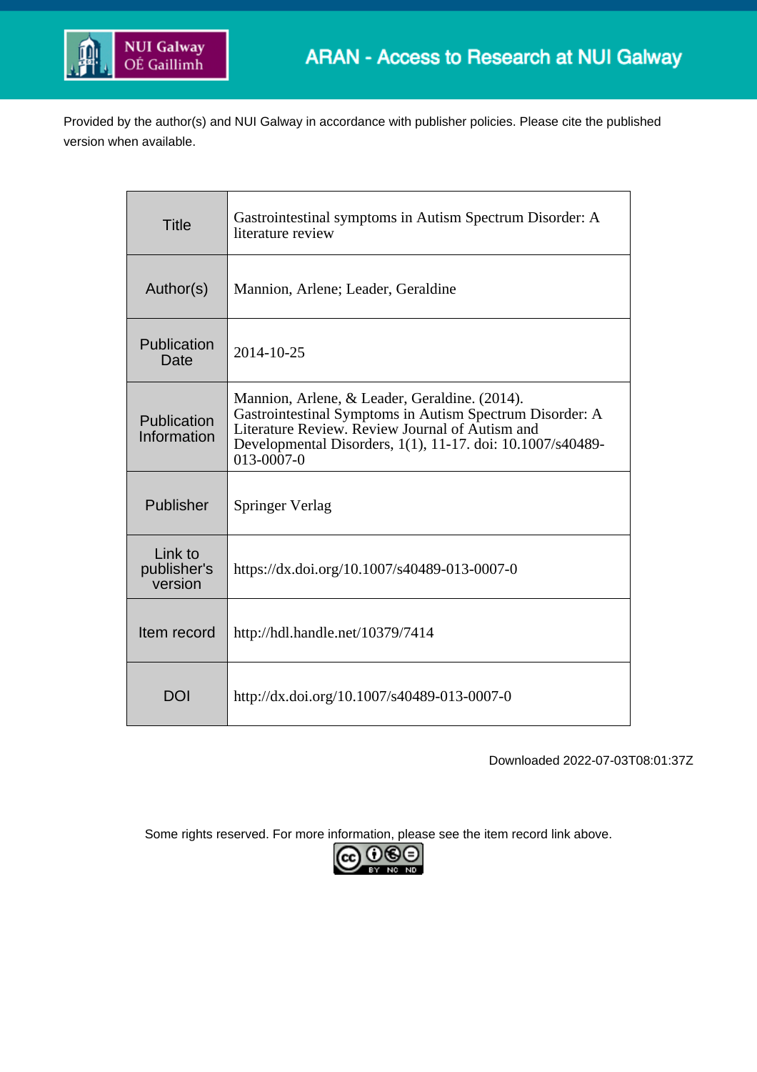NUI Galway OÉ Gaillimh

ARAN - Access to Research at NUI Galway

Provided by the author(s) and NUI Galway in accordance with publisher policies. Please cite the published version when available.

| | |
|---|---|
| Title | Gastrointestinal symptoms in Autism Spectrum Disorder: A literature review |
| Author(s) | Mannion, Arlene; Leader, Geraldine |
| Publication Date | 2014-10-25 |
| Publication Information | Mannion, Arlene, & Leader, Geraldine. (2014). Gastrointestinal Symptoms in Autism Spectrum Disorder: A Literature Review. Review Journal of Autism and Developmental Disorders, 1(1), 11-17. doi: 10.1007/s40489-013-0007-0 |
| Publisher | Springer Verlag |
| Link to publisher's version | https://dx.doi.org/10.1007/s40489-013-0007-0 |
| Item record | http://hdl.handle.net/10379/7414 |
| DOI | http://dx.doi.org/10.1007/s40489-013-0007-0 |

Downloaded 2022-07-03T08:01:37Z

Some rights reserved. For more information, please see the item record link above.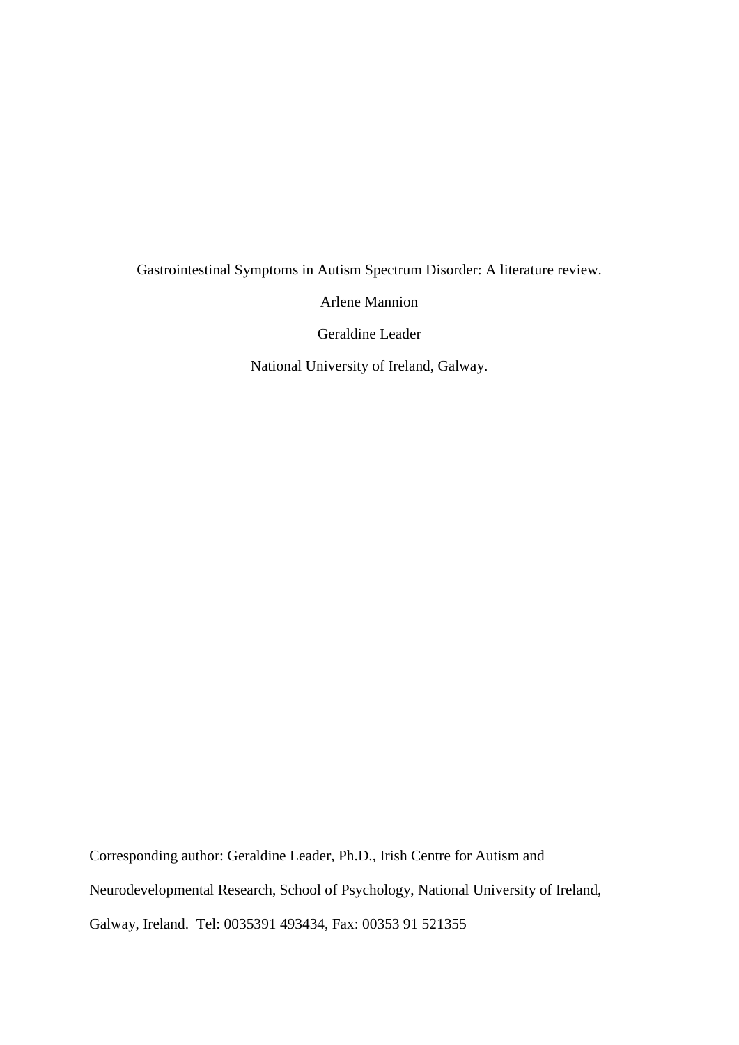Gastrointestinal Symptoms in Autism Spectrum Disorder: A literature review.

Arlene Mannion

Geraldine Leader

National University of Ireland, Galway.

Corresponding author: Geraldine Leader, Ph.D., Irish Centre for Autism and Neurodevelopmental Research, School of Psychology, National University of Ireland, Galway, Ireland. Tel: 0035391 493434, Fax: 00353 91 521355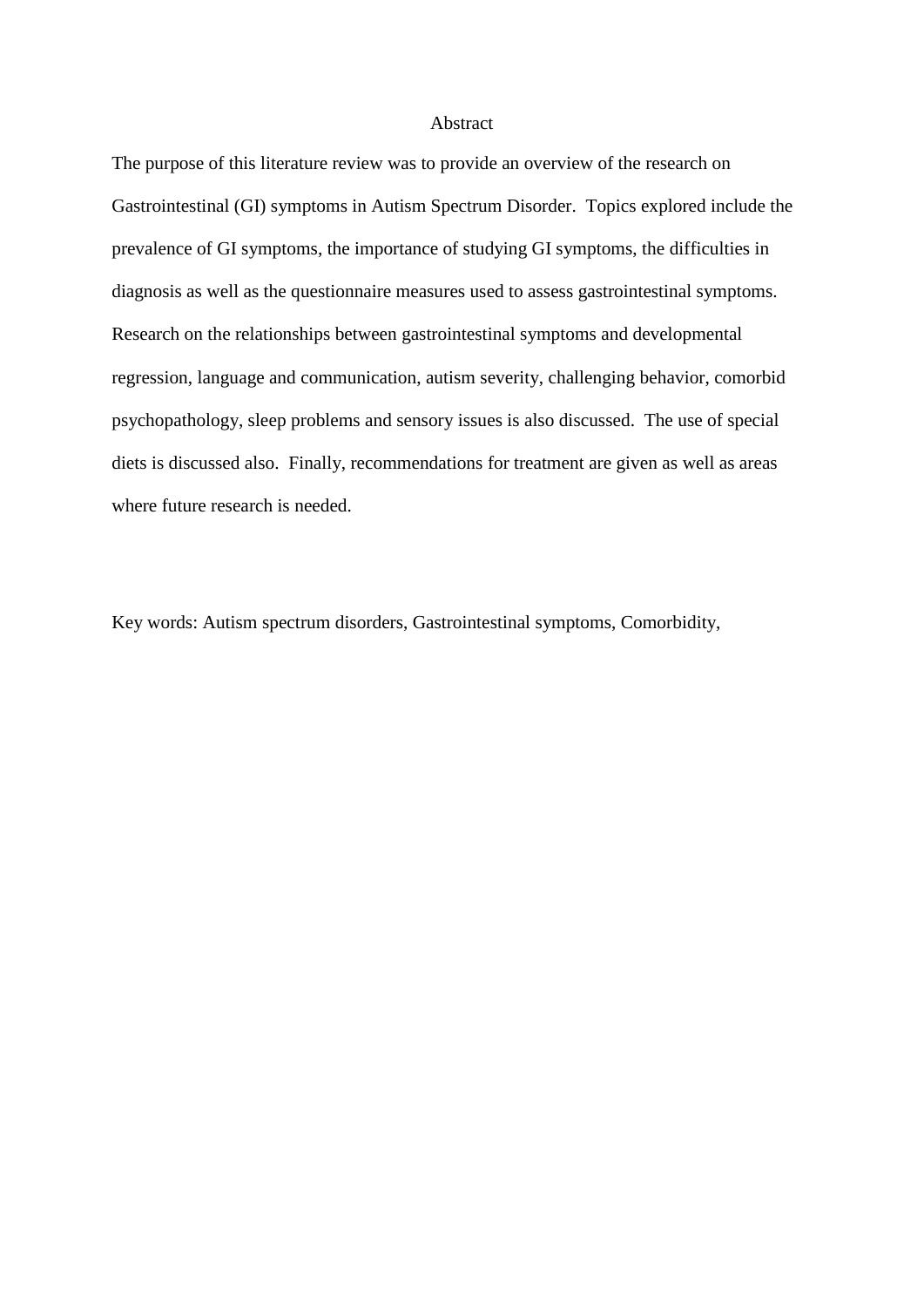# Abstract

The purpose of this literature review was to provide an overview of the research on Gastrointestinal (GI) symptoms in Autism Spectrum Disorder. Topics explored include the prevalence of GI symptoms, the importance of studying GI symptoms, the difficulties in diagnosis as well as the questionnaire measures used to assess gastrointestinal symptoms. Research on the relationships between gastrointestinal symptoms and developmental regression, language and communication, autism severity, challenging behavior, comorbid psychopathology, sleep problems and sensory issues is also discussed. The use of special diets is discussed also. Finally, recommendations for treatment are given as well as areas where future research is needed.

Key words: Autism spectrum disorders, Gastrointestinal symptoms, Comorbidity,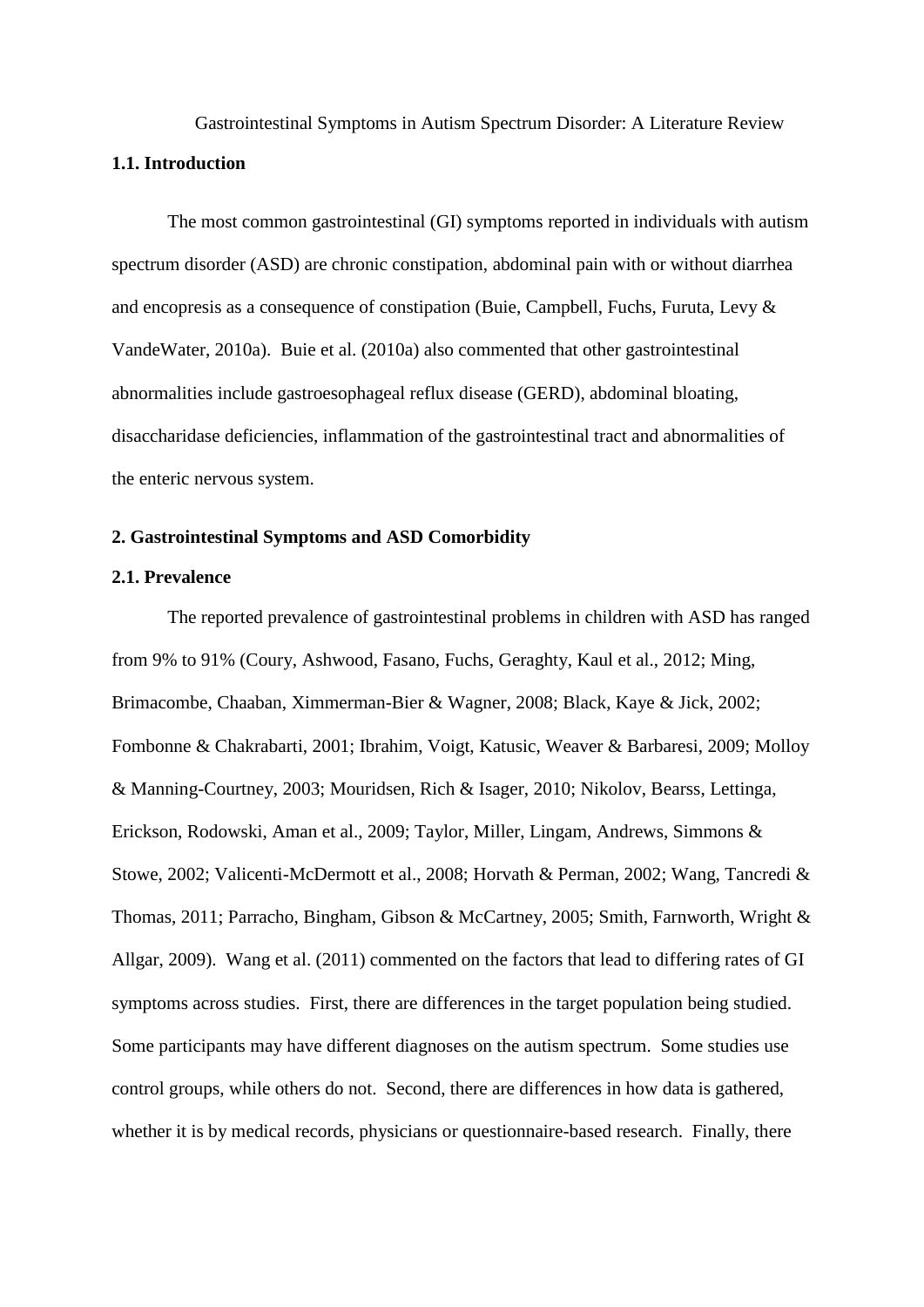Gastrointestinal Symptoms in Autism Spectrum Disorder: A Literature Review

**1.1. Introduction**

The most common gastrointestinal (GI) symptoms reported in individuals with autism spectrum disorder (ASD) are chronic constipation, abdominal pain with or without diarrhea and encopresis as a consequence of constipation (Buie, Campbell, Fuchs, Furuta, Levy & VandeWater, 2010a). Buie et al. (2010a) also commented that other gastrointestinal abnormalities include gastroesophageal reflux disease (GERD), abdominal bloating, disaccharidase deficiencies, inflammation of the gastrointestinal tract and abnormalities of the enteric nervous system.

**2. Gastrointestinal Symptoms and ASD Comorbidity**

**2.1. Prevalence**

The reported prevalence of gastrointestinal problems in children with ASD has ranged from 9% to 91% (Coury, Ashwood, Fasano, Fuchs, Geraghty, Kaul et al., 2012; Ming, Brimacombe, Chaaban, Ximmerman-Bier & Wagner, 2008; Black, Kaye & Jick, 2002; Fombonne & Chakrabarti, 2001; Ibrahim, Voigt, Katusic, Weaver & Barbaresi, 2009; Molloy & Manning-Courtney, 2003; Mouridsen, Rich & Isager, 2010; Nikolov, Bearss, Lettinga, Erickson, Rodowski, Aman et al., 2009; Taylor, Miller, Lingam, Andrews, Simmons & Stowe, 2002; Valicenti-McDermott et al., 2008; Horvath & Perman, 2002; Wang, Tancredi & Thomas, 2011; Parracho, Bingham, Gibson & McCartney, 2005; Smith, Farnworth, Wright & Allgar, 2009). Wang et al. (2011) commented on the factors that lead to differing rates of GI symptoms across studies. First, there are differences in the target population being studied. Some participants may have different diagnoses on the autism spectrum. Some studies use control groups, while others do not. Second, there are differences in how data is gathered, whether it is by medical records, physicians or questionnaire-based research. Finally, there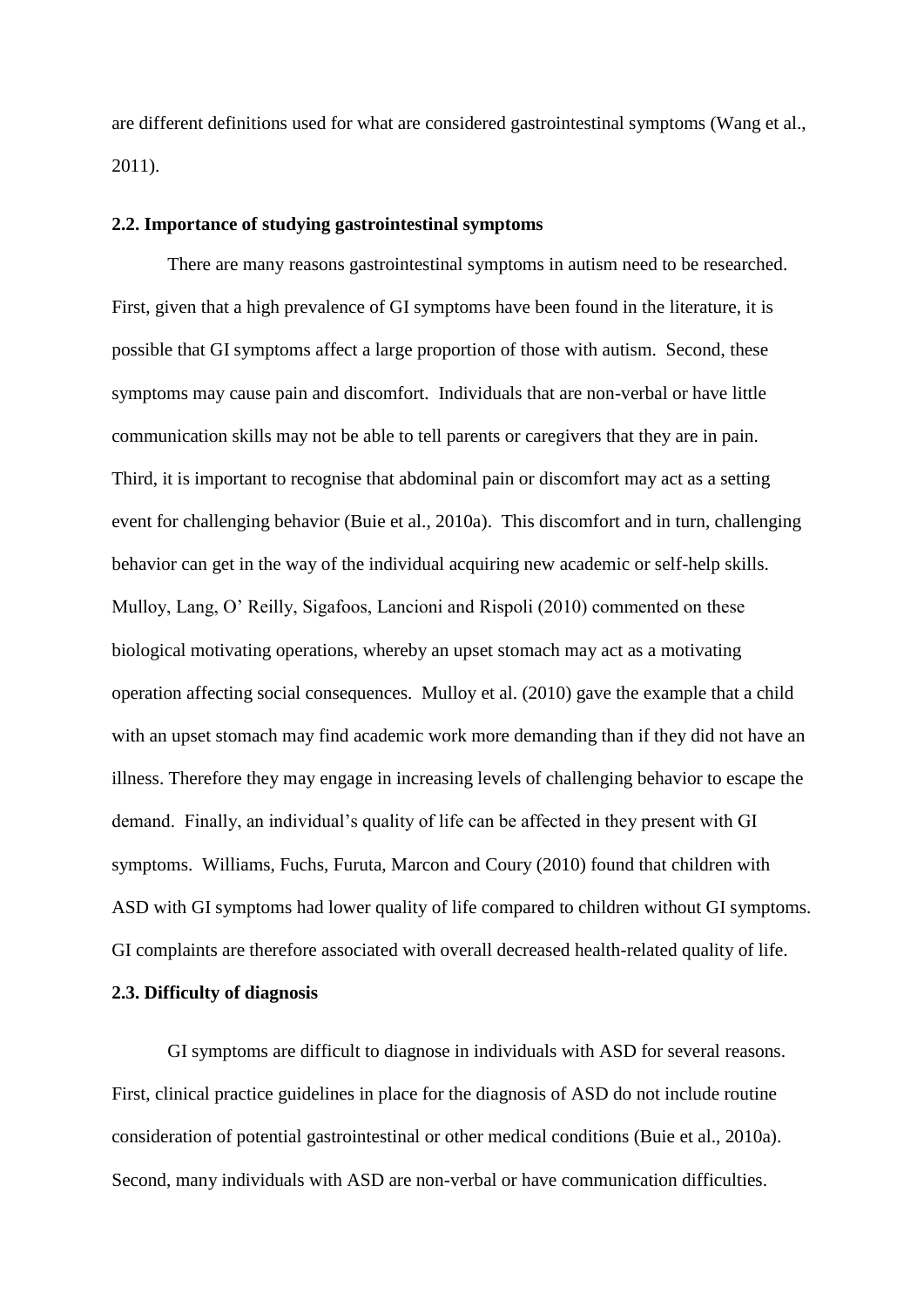are different definitions used for what are considered gastrointestinal symptoms (Wang et al., 2011).

### 2.2. Importance of studying gastrointestinal symptoms

There are many reasons gastrointestinal symptoms in autism need to be researched. First, given that a high prevalence of GI symptoms have been found in the literature, it is possible that GI symptoms affect a large proportion of those with autism. Second, these symptoms may cause pain and discomfort. Individuals that are non-verbal or have little communication skills may not be able to tell parents or caregivers that they are in pain. Third, it is important to recognise that abdominal pain or discomfort may act as a setting event for challenging behavior (Buie et al., 2010a). This discomfort and in turn, challenging behavior can get in the way of the individual acquiring new academic or self-help skills. Mulloy, Lang, O' Reilly, Sigafoos, Lancioni and Rispoli (2010) commented on these biological motivating operations, whereby an upset stomach may act as a motivating operation affecting social consequences. Mulloy et al. (2010) gave the example that a child with an upset stomach may find academic work more demanding than if they did not have an illness. Therefore they may engage in increasing levels of challenging behavior to escape the demand. Finally, an individual's quality of life can be affected in they present with GI symptoms. Williams, Fuchs, Furuta, Marcon and Coury (2010) found that children with ASD with GI symptoms had lower quality of life compared to children without GI symptoms. GI complaints are therefore associated with overall decreased health-related quality of life.

### 2.3. Difficulty of diagnosis

GI symptoms are difficult to diagnose in individuals with ASD for several reasons. First, clinical practice guidelines in place for the diagnosis of ASD do not include routine consideration of potential gastrointestinal or other medical conditions (Buie et al., 2010a). Second, many individuals with ASD are non-verbal or have communication difficulties.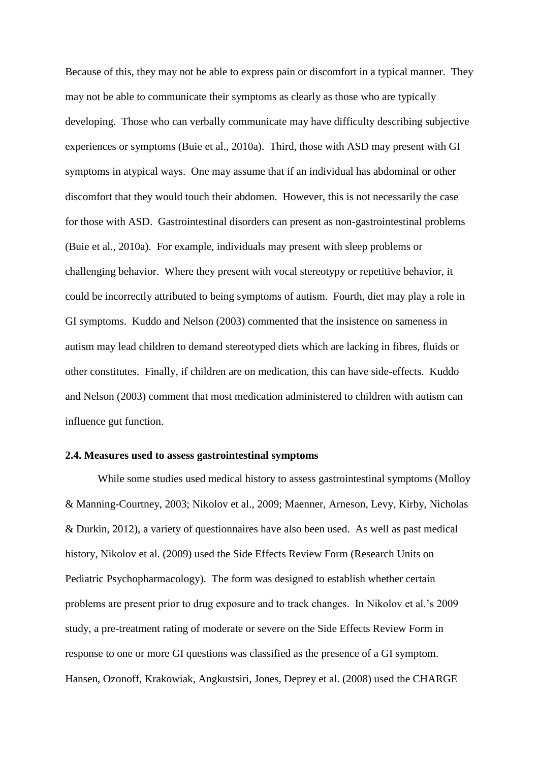Because of this, they may not be able to express pain or discomfort in a typical manner. They may not be able to communicate their symptoms as clearly as those who are typically developing. Those who can verbally communicate may have difficulty describing subjective experiences or symptoms (Buie et al., 2010a). Third, those with ASD may present with GI symptoms in atypical ways. One may assume that if an individual has abdominal or other discomfort that they would touch their abdomen. However, this is not necessarily the case for those with ASD. Gastrointestinal disorders can present as non-gastrointestinal problems (Buie et al., 2010a). For example, individuals may present with sleep problems or challenging behavior. Where they present with vocal stereotypy or repetitive behavior, it could be incorrectly attributed to being symptoms of autism. Fourth, diet may play a role in GI symptoms. Kuddo and Nelson (2003) commented that the insistence on sameness in autism may lead children to demand stereotyped diets which are lacking in fibres, fluids or other constitutes. Finally, if children are on medication, this can have side-effects. Kuddo and Nelson (2003) comment that most medication administered to children with autism can influence gut function.

### 2.4. Measures used to assess gastrointestinal symptoms

While some studies used medical history to assess gastrointestinal symptoms (Molloy & Manning-Courtney, 2003; Nikolov et al., 2009; Maenner, Arneson, Levy, Kirby, Nicholas & Durkin, 2012), a variety of questionnaires have also been used. As well as past medical history, Nikolov et al. (2009) used the Side Effects Review Form (Research Units on Pediatric Psychopharmacology). The form was designed to establish whether certain problems are present prior to drug exposure and to track changes. In Nikolov et al.'s 2009 study, a pre-treatment rating of moderate or severe on the Side Effects Review Form in response to one or more GI questions was classified as the presence of a GI symptom. Hansen, Ozonoff, Krakowiak, Angkustsiri, Jones, Deprey et al. (2008) used the CHARGE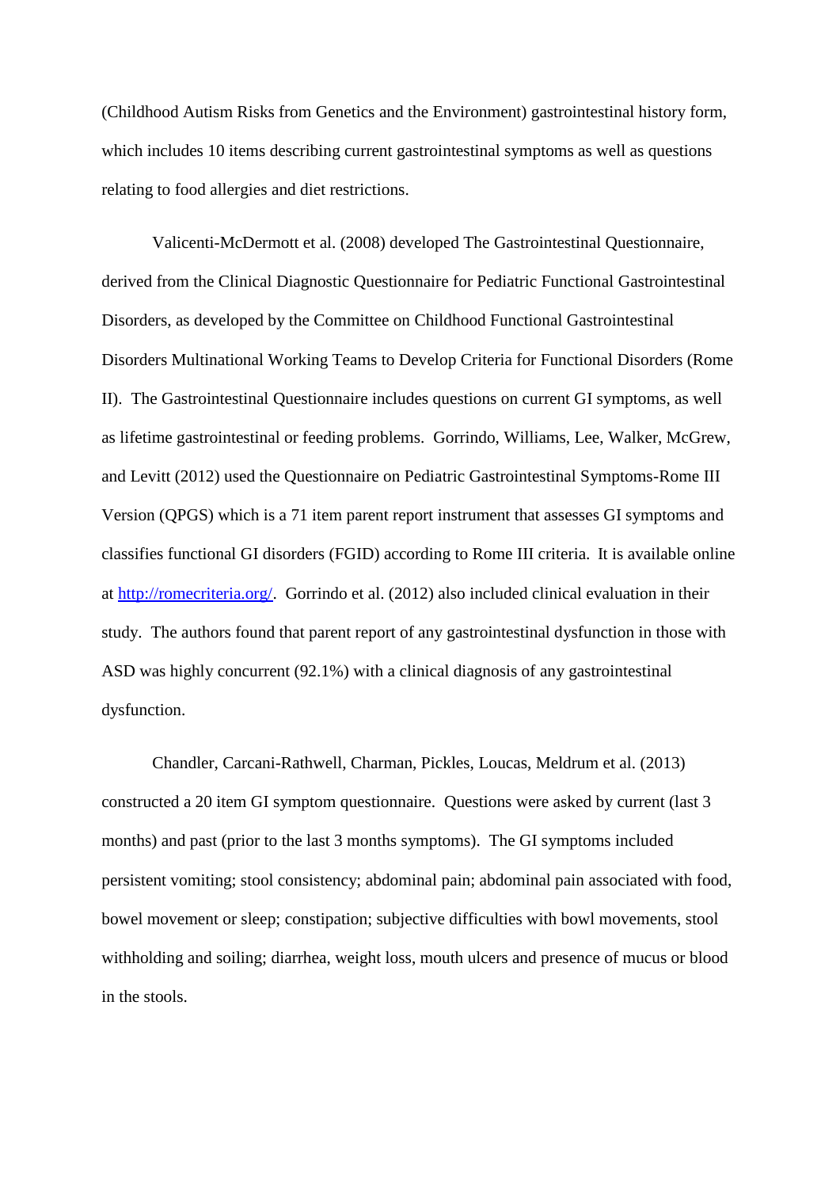(Childhood Autism Risks from Genetics and the Environment) gastrointestinal history form, which includes 10 items describing current gastrointestinal symptoms as well as questions relating to food allergies and diet restrictions.

Valicenti-McDermott et al. (2008) developed The Gastrointestinal Questionnaire, derived from the Clinical Diagnostic Questionnaire for Pediatric Functional Gastrointestinal Disorders, as developed by the Committee on Childhood Functional Gastrointestinal Disorders Multinational Working Teams to Develop Criteria for Functional Disorders (Rome II). The Gastrointestinal Questionnaire includes questions on current GI symptoms, as well as lifetime gastrointestinal or feeding problems. Gorrindo, Williams, Lee, Walker, McGrew, and Levitt (2012) used the Questionnaire on Pediatric Gastrointestinal Symptoms-Rome III Version (QPGS) which is a 71 item parent report instrument that assesses GI symptoms and classifies functional GI disorders (FGID) according to Rome III criteria. It is available online at [http://romecriteria.org/](http://romecriteria.org/). Gorrindo et al. (2012) also included clinical evaluation in their study. The authors found that parent report of any gastrointestinal dysfunction in those with ASD was highly concurrent (92.1%) with a clinical diagnosis of any gastrointestinal dysfunction.

Chandler, Carcani-Rathwell, Charman, Pickles, Loucas, Meldrum et al. (2013) constructed a 20 item GI symptom questionnaire. Questions were asked by current (last 3 months) and past (prior to the last 3 months symptoms). The GI symptoms included persistent vomiting; stool consistency; abdominal pain; abdominal pain associated with food, bowel movement or sleep; constipation; subjective difficulties with bowl movements, stool withholding and soiling; diarrhea, weight loss, mouth ulcers and presence of mucus or blood in the stools.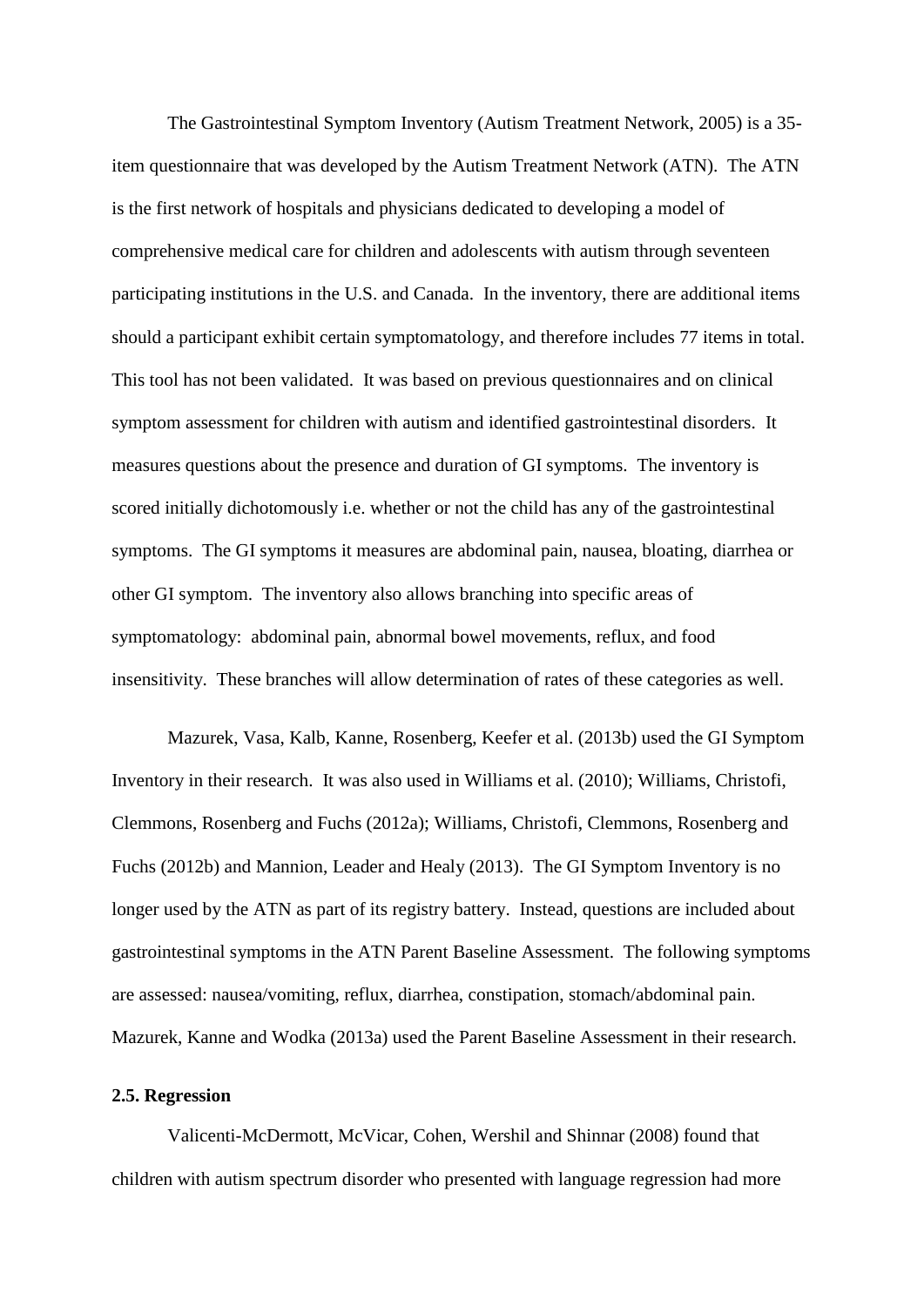The Gastrointestinal Symptom Inventory (Autism Treatment Network, 2005) is a 35-item questionnaire that was developed by the Autism Treatment Network (ATN). The ATN is the first network of hospitals and physicians dedicated to developing a model of comprehensive medical care for children and adolescents with autism through seventeen participating institutions in the U.S. and Canada. In the inventory, there are additional items should a participant exhibit certain symptomatology, and therefore includes 77 items in total. This tool has not been validated. It was based on previous questionnaires and on clinical symptom assessment for children with autism and identified gastrointestinal disorders. It measures questions about the presence and duration of GI symptoms. The inventory is scored initially dichotomously i.e. whether or not the child has any of the gastrointestinal symptoms. The GI symptoms it measures are abdominal pain, nausea, bloating, diarrhea or other GI symptom. The inventory also allows branching into specific areas of symptomatology: abdominal pain, abnormal bowel movements, reflux, and food insensitivity. These branches will allow determination of rates of these categories as well.

Mazurek, Vasa, Kalb, Kanne, Rosenberg, Keefer et al. (2013b) used the GI Symptom Inventory in their research. It was also used in Williams et al. (2010); Williams, Christofi, Clemmons, Rosenberg and Fuchs (2012a); Williams, Christofi, Clemmons, Rosenberg and Fuchs (2012b) and Mannion, Leader and Healy (2013). The GI Symptom Inventory is no longer used by the ATN as part of its registry battery. Instead, questions are included about gastrointestinal symptoms in the ATN Parent Baseline Assessment. The following symptoms are assessed: nausea/vomiting, reflux, diarrhea, constipation, stomach/abdominal pain. Mazurek, Kanne and Wodka (2013a) used the Parent Baseline Assessment in their research.

### 2.5. Regression

Valicenti-McDermott, McVicar, Cohen, Wershil and Shinnar (2008) found that children with autism spectrum disorder who presented with language regression had more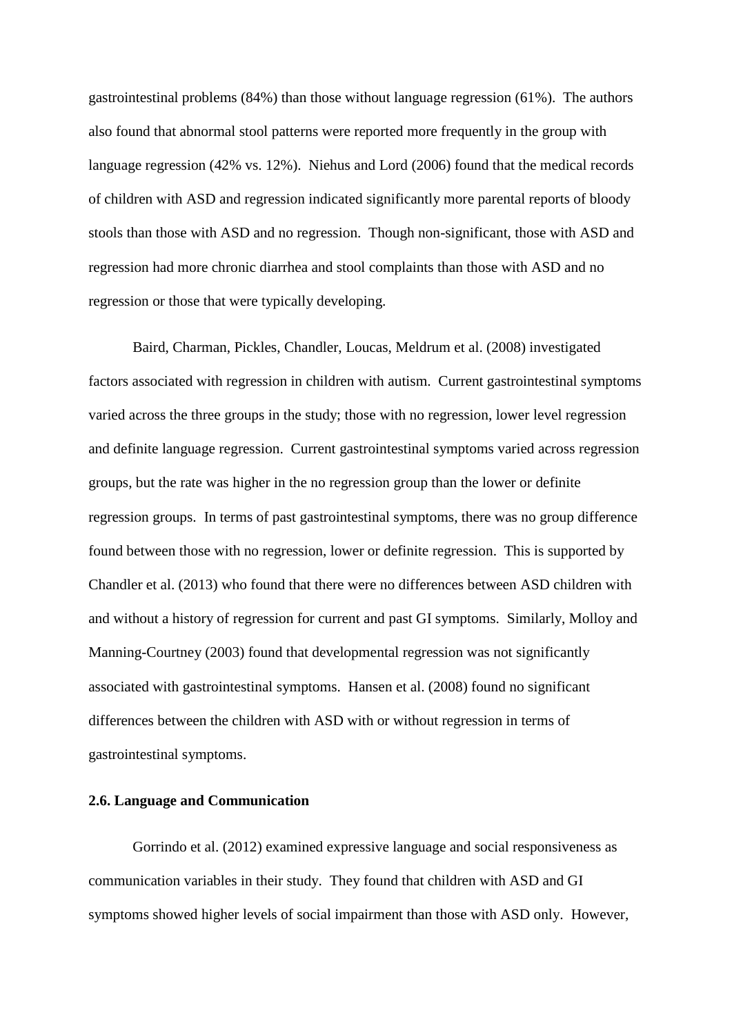gastrointestinal problems (84%) than those without language regression (61%). The authors also found that abnormal stool patterns were reported more frequently in the group with language regression (42% vs. 12%). Niehus and Lord (2006) found that the medical records of children with ASD and regression indicated significantly more parental reports of bloody stools than those with ASD and no regression. Though non-significant, those with ASD and regression had more chronic diarrhea and stool complaints than those with ASD and no regression or those that were typically developing.

Baird, Charman, Pickles, Chandler, Loucas, Meldrum et al. (2008) investigated factors associated with regression in children with autism. Current gastrointestinal symptoms varied across the three groups in the study; those with no regression, lower level regression and definite language regression. Current gastrointestinal symptoms varied across regression groups, but the rate was higher in the no regression group than the lower or definite regression groups. In terms of past gastrointestinal symptoms, there was no group difference found between those with no regression, lower or definite regression. This is supported by Chandler et al. (2013) who found that there were no differences between ASD children with and without a history of regression for current and past GI symptoms. Similarly, Molloy and Manning-Courtney (2003) found that developmental regression was not significantly associated with gastrointestinal symptoms. Hansen et al. (2008) found no significant differences between the children with ASD with or without regression in terms of gastrointestinal symptoms.

### 2.6. Language and Communication

Gorrindo et al. (2012) examined expressive language and social responsiveness as communication variables in their study. They found that children with ASD and GI symptoms showed higher levels of social impairment than those with ASD only. However,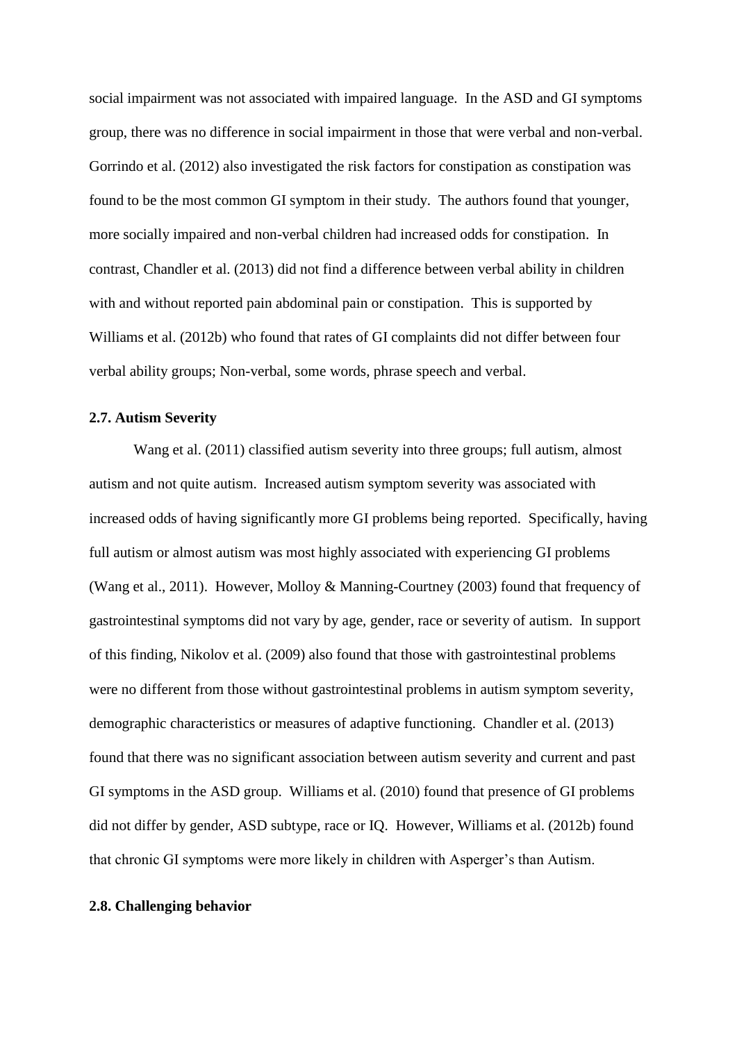social impairment was not associated with impaired language. In the ASD and GI symptoms group, there was no difference in social impairment in those that were verbal and non-verbal. Gorrindo et al. (2012) also investigated the risk factors for constipation as constipation was found to be the most common GI symptom in their study. The authors found that younger, more socially impaired and non-verbal children had increased odds for constipation. In contrast, Chandler et al. (2013) did not find a difference between verbal ability in children with and without reported pain abdominal pain or constipation. This is supported by Williams et al. (2012b) who found that rates of GI complaints did not differ between four verbal ability groups; Non-verbal, some words, phrase speech and verbal.

### 2.7. Autism Severity

Wang et al. (2011) classified autism severity into three groups; full autism, almost autism and not quite autism. Increased autism symptom severity was associated with increased odds of having significantly more GI problems being reported. Specifically, having full autism or almost autism was most highly associated with experiencing GI problems (Wang et al., 2011). However, Molloy & Manning-Courtney (2003) found that frequency of gastrointestinal symptoms did not vary by age, gender, race or severity of autism. In support of this finding, Nikolov et al. (2009) also found that those with gastrointestinal problems were no different from those without gastrointestinal problems in autism symptom severity, demographic characteristics or measures of adaptive functioning. Chandler et al. (2013) found that there was no significant association between autism severity and current and past GI symptoms in the ASD group. Williams et al. (2010) found that presence of GI problems did not differ by gender, ASD subtype, race or IQ. However, Williams et al. (2012b) found that chronic GI symptoms were more likely in children with Asperger's than Autism.

### 2.8. Challenging behavior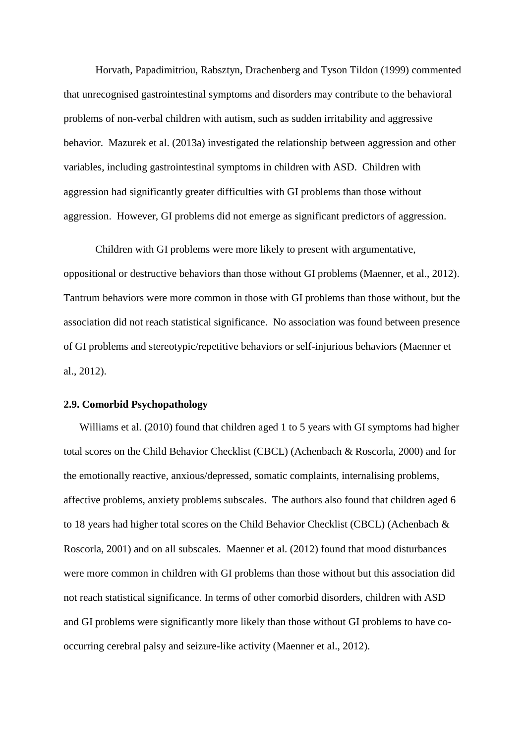Horvath, Papadimitriou, Rabsztyn, Drachenberg and Tyson Tildon (1999) commented that unrecognised gastrointestinal symptoms and disorders may contribute to the behavioral problems of non-verbal children with autism, such as sudden irritability and aggressive behavior. Mazurek et al. (2013a) investigated the relationship between aggression and other variables, including gastrointestinal symptoms in children with ASD. Children with aggression had significantly greater difficulties with GI problems than those without aggression. However, GI problems did not emerge as significant predictors of aggression.

Children with GI problems were more likely to present with argumentative, oppositional or destructive behaviors than those without GI problems (Maenner, et al., 2012). Tantrum behaviors were more common in those with GI problems than those without, but the association did not reach statistical significance. No association was found between presence of GI problems and stereotypic/repetitive behaviors or self-injurious behaviors (Maenner et al., 2012).

**2.9. Comorbid Psychopathology**

Williams et al. (2010) found that children aged 1 to 5 years with GI symptoms had higher total scores on the Child Behavior Checklist (CBCL) (Achenbach & Roscorla, 2000) and for the emotionally reactive, anxious/depressed, somatic complaints, internalising problems, affective problems, anxiety problems subscales. The authors also found that children aged 6 to 18 years had higher total scores on the Child Behavior Checklist (CBCL) (Achenbach & Roscorla, 2001) and on all subscales. Maenner et al. (2012) found that mood disturbances were more common in children with GI problems than those without but this association did not reach statistical significance. In terms of other comorbid disorders, children with ASD and GI problems were significantly more likely than those without GI problems to have co-occurring cerebral palsy and seizure-like activity (Maenner et al., 2012).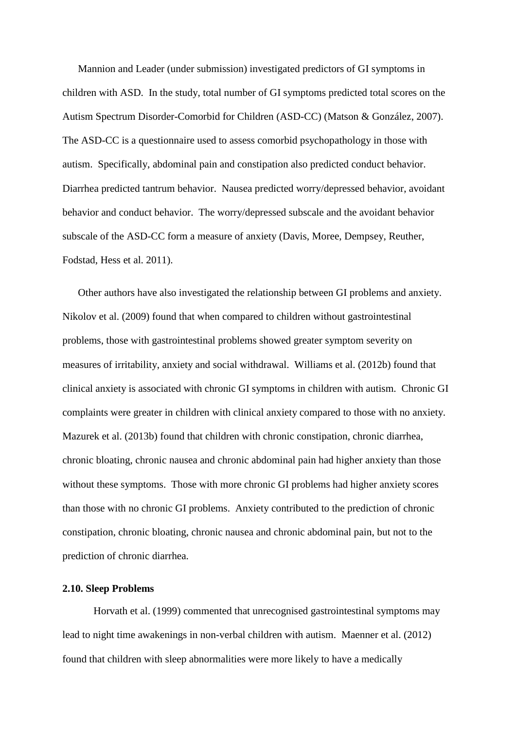Mannion and Leader (under submission) investigated predictors of GI symptoms in children with ASD. In the study, total number of GI symptoms predicted total scores on the Autism Spectrum Disorder-Comorbid for Children (ASD-CC) (Matson & González, 2007). The ASD-CC is a questionnaire used to assess comorbid psychopathology in those with autism. Specifically, abdominal pain and constipation also predicted conduct behavior. Diarrhea predicted tantrum behavior. Nausea predicted worry/depressed behavior, avoidant behavior and conduct behavior. The worry/depressed subscale and the avoidant behavior subscale of the ASD-CC form a measure of anxiety (Davis, Moree, Dempsey, Reuther, Fodstad, Hess et al. 2011).

Other authors have also investigated the relationship between GI problems and anxiety. Nikolov et al. (2009) found that when compared to children without gastrointestinal problems, those with gastrointestinal problems showed greater symptom severity on measures of irritability, anxiety and social withdrawal. Williams et al. (2012b) found that clinical anxiety is associated with chronic GI symptoms in children with autism. Chronic GI complaints were greater in children with clinical anxiety compared to those with no anxiety. Mazurek et al. (2013b) found that children with chronic constipation, chronic diarrhea, chronic bloating, chronic nausea and chronic abdominal pain had higher anxiety than those without these symptoms. Those with more chronic GI problems had higher anxiety scores than those with no chronic GI problems. Anxiety contributed to the prediction of chronic constipation, chronic bloating, chronic nausea and chronic abdominal pain, but not to the prediction of chronic diarrhea.

### 2.10. Sleep Problems

Horvath et al. (1999) commented that unrecognised gastrointestinal symptoms may lead to night time awakenings in non-verbal children with autism. Maenner et al. (2012) found that children with sleep abnormalities were more likely to have a medically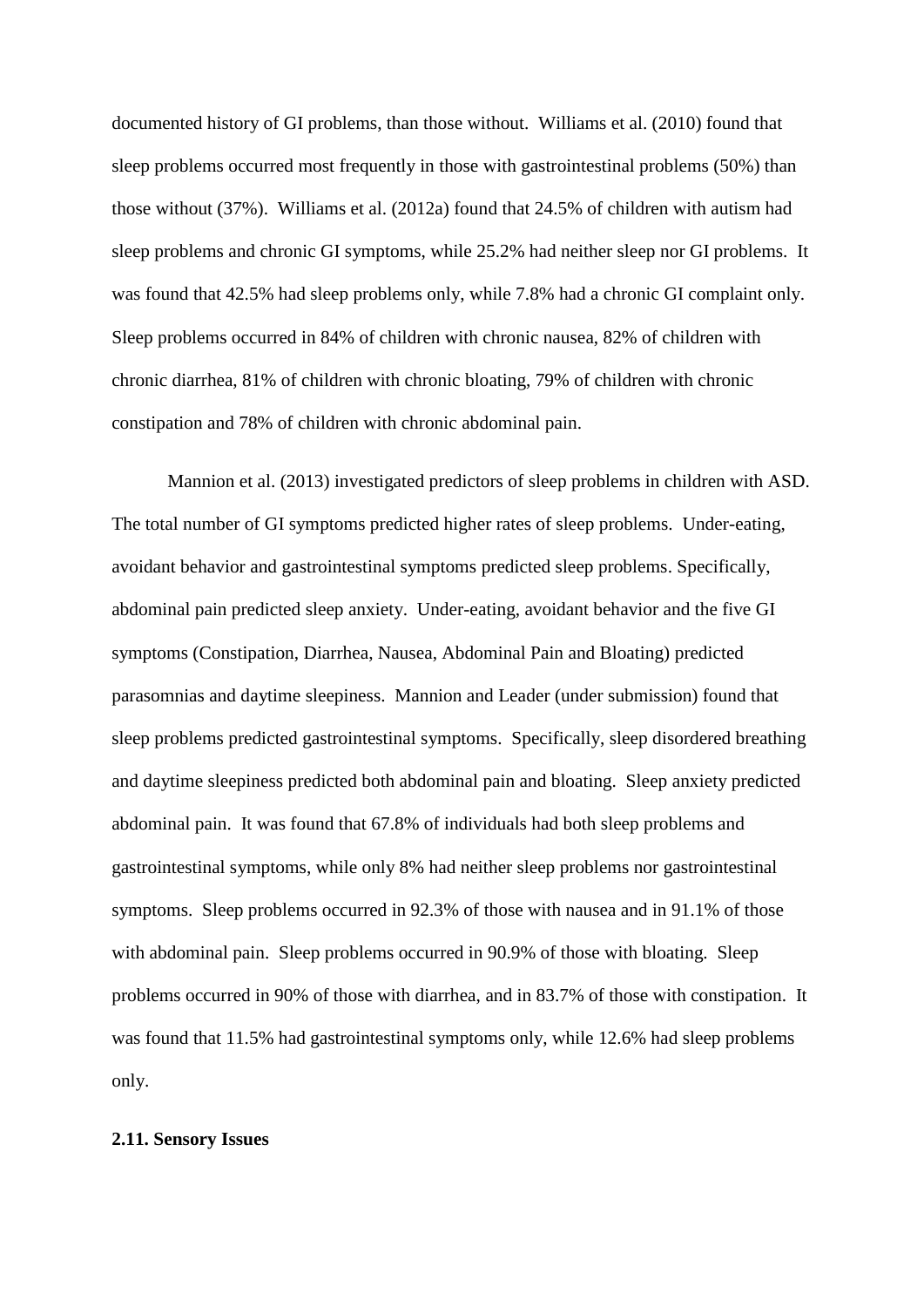documented history of GI problems, than those without. Williams et al. (2010) found that sleep problems occurred most frequently in those with gastrointestinal problems (50%) than those without (37%). Williams et al. (2012a) found that 24.5% of children with autism had sleep problems and chronic GI symptoms, while 25.2% had neither sleep nor GI problems. It was found that 42.5% had sleep problems only, while 7.8% had a chronic GI complaint only. Sleep problems occurred in 84% of children with chronic nausea, 82% of children with chronic diarrhea, 81% of children with chronic bloating, 79% of children with chronic constipation and 78% of children with chronic abdominal pain.

Mannion et al. (2013) investigated predictors of sleep problems in children with ASD. The total number of GI symptoms predicted higher rates of sleep problems. Under-eating, avoidant behavior and gastrointestinal symptoms predicted sleep problems. Specifically, abdominal pain predicted sleep anxiety. Under-eating, avoidant behavior and the five GI symptoms (Constipation, Diarrhea, Nausea, Abdominal Pain and Bloating) predicted parasomnias and daytime sleepiness. Mannion and Leader (under submission) found that sleep problems predicted gastrointestinal symptoms. Specifically, sleep disordered breathing and daytime sleepiness predicted both abdominal pain and bloating. Sleep anxiety predicted abdominal pain. It was found that 67.8% of individuals had both sleep problems and gastrointestinal symptoms, while only 8% had neither sleep problems nor gastrointestinal symptoms. Sleep problems occurred in 92.3% of those with nausea and in 91.1% of those with abdominal pain. Sleep problems occurred in 90.9% of those with bloating. Sleep problems occurred in 90% of those with diarrhea, and in 83.7% of those with constipation. It was found that 11.5% had gastrointestinal symptoms only, while 12.6% had sleep problems only.

**2.11. Sensory Issues**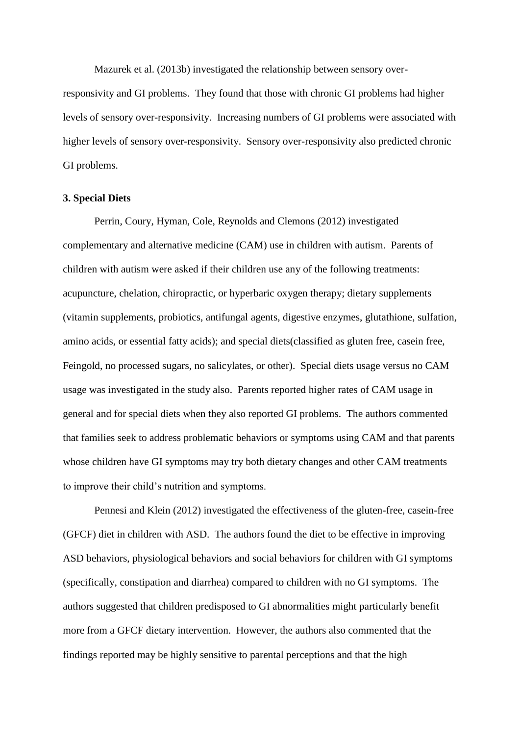Mazurek et al. (2013b) investigated the relationship between sensory over-responsivity and GI problems. They found that those with chronic GI problems had higher levels of sensory over-responsivity. Increasing numbers of GI problems were associated with higher levels of sensory over-responsivity. Sensory over-responsivity also predicted chronic GI problems.

**3. Special Diets**

Perrin, Coury, Hyman, Cole, Reynolds and Clemons (2012) investigated complementary and alternative medicine (CAM) use in children with autism. Parents of children with autism were asked if their children use any of the following treatments: acupuncture, chelation, chiropractic, or hyperbaric oxygen therapy; dietary supplements (vitamin supplements, probiotics, antifungal agents, digestive enzymes, glutathione, sulfation, amino acids, or essential fatty acids); and special diets(classified as gluten free, casein free, Feingold, no processed sugars, no salicylates, or other). Special diets usage versus no CAM usage was investigated in the study also. Parents reported higher rates of CAM usage in general and for special diets when they also reported GI problems. The authors commented that families seek to address problematic behaviors or symptoms using CAM and that parents whose children have GI symptoms may try both dietary changes and other CAM treatments to improve their child's nutrition and symptoms.

Pennesi and Klein (2012) investigated the effectiveness of the gluten-free, casein-free (GFCF) diet in children with ASD. The authors found the diet to be effective in improving ASD behaviors, physiological behaviors and social behaviors for children with GI symptoms (specifically, constipation and diarrhea) compared to children with no GI symptoms. The authors suggested that children predisposed to GI abnormalities might particularly benefit more from a GFCF dietary intervention. However, the authors also commented that the findings reported may be highly sensitive to parental perceptions and that the high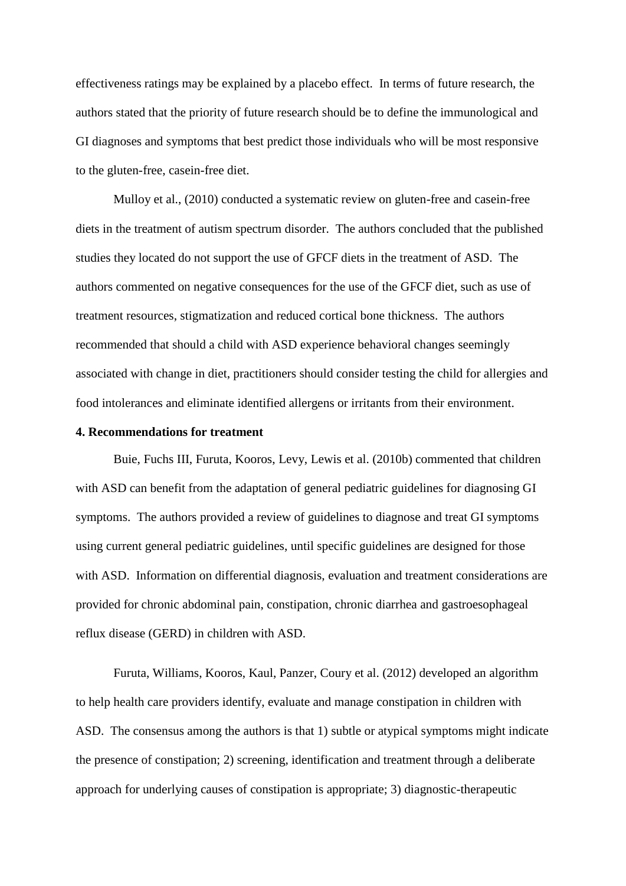effectiveness ratings may be explained by a placebo effect. In terms of future research, the authors stated that the priority of future research should be to define the immunological and GI diagnoses and symptoms that best predict those individuals who will be most responsive to the gluten-free, casein-free diet.

Mulloy et al., (2010) conducted a systematic review on gluten-free and casein-free diets in the treatment of autism spectrum disorder. The authors concluded that the published studies they located do not support the use of GFCF diets in the treatment of ASD. The authors commented on negative consequences for the use of the GFCF diet, such as use of treatment resources, stigmatization and reduced cortical bone thickness. The authors recommended that should a child with ASD experience behavioral changes seemingly associated with change in diet, practitioners should consider testing the child for allergies and food intolerances and eliminate identified allergens or irritants from their environment.

**4. Recommendations for treatment**

Buie, Fuchs III, Furuta, Kooros, Levy, Lewis et al. (2010b) commented that children with ASD can benefit from the adaptation of general pediatric guidelines for diagnosing GI symptoms. The authors provided a review of guidelines to diagnose and treat GI symptoms using current general pediatric guidelines, until specific guidelines are designed for those with ASD. Information on differential diagnosis, evaluation and treatment considerations are provided for chronic abdominal pain, constipation, chronic diarrhea and gastroesophageal reflux disease (GERD) in children with ASD.

Furuta, Williams, Kooros, Kaul, Panzer, Coury et al. (2012) developed an algorithm to help health care providers identify, evaluate and manage constipation in children with ASD. The consensus among the authors is that 1) subtle or atypical symptoms might indicate the presence of constipation; 2) screening, identification and treatment through a deliberate approach for underlying causes of constipation is appropriate; 3) diagnostic-therapeutic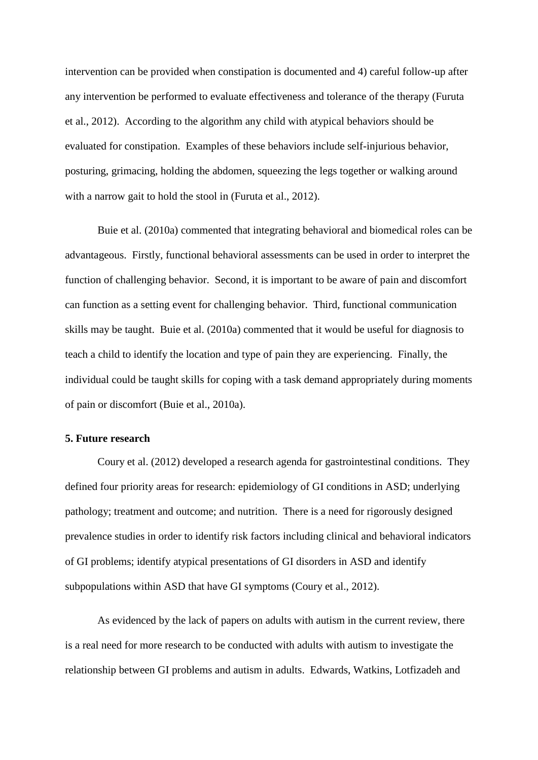intervention can be provided when constipation is documented and 4) careful follow-up after any intervention be performed to evaluate effectiveness and tolerance of the therapy (Furuta et al., 2012). According to the algorithm any child with atypical behaviors should be evaluated for constipation. Examples of these behaviors include self-injurious behavior, posturing, grimacing, holding the abdomen, squeezing the legs together or walking around with a narrow gait to hold the stool in (Furuta et al., 2012).

Buie et al. (2010a) commented that integrating behavioral and biomedical roles can be advantageous. Firstly, functional behavioral assessments can be used in order to interpret the function of challenging behavior. Second, it is important to be aware of pain and discomfort can function as a setting event for challenging behavior. Third, functional communication skills may be taught. Buie et al. (2010a) commented that it would be useful for diagnosis to teach a child to identify the location and type of pain they are experiencing. Finally, the individual could be taught skills for coping with a task demand appropriately during moments of pain or discomfort (Buie et al., 2010a).

## 5. Future research

Coury et al. (2012) developed a research agenda for gastrointestinal conditions. They defined four priority areas for research: epidemiology of GI conditions in ASD; underlying pathology; treatment and outcome; and nutrition. There is a need for rigorously designed prevalence studies in order to identify risk factors including clinical and behavioral indicators of GI problems; identify atypical presentations of GI disorders in ASD and identify subpopulations within ASD that have GI symptoms (Coury et al., 2012).

As evidenced by the lack of papers on adults with autism in the current review, there is a real need for more research to be conducted with adults with autism to investigate the relationship between GI problems and autism in adults. Edwards, Watkins, Lotfizadeh and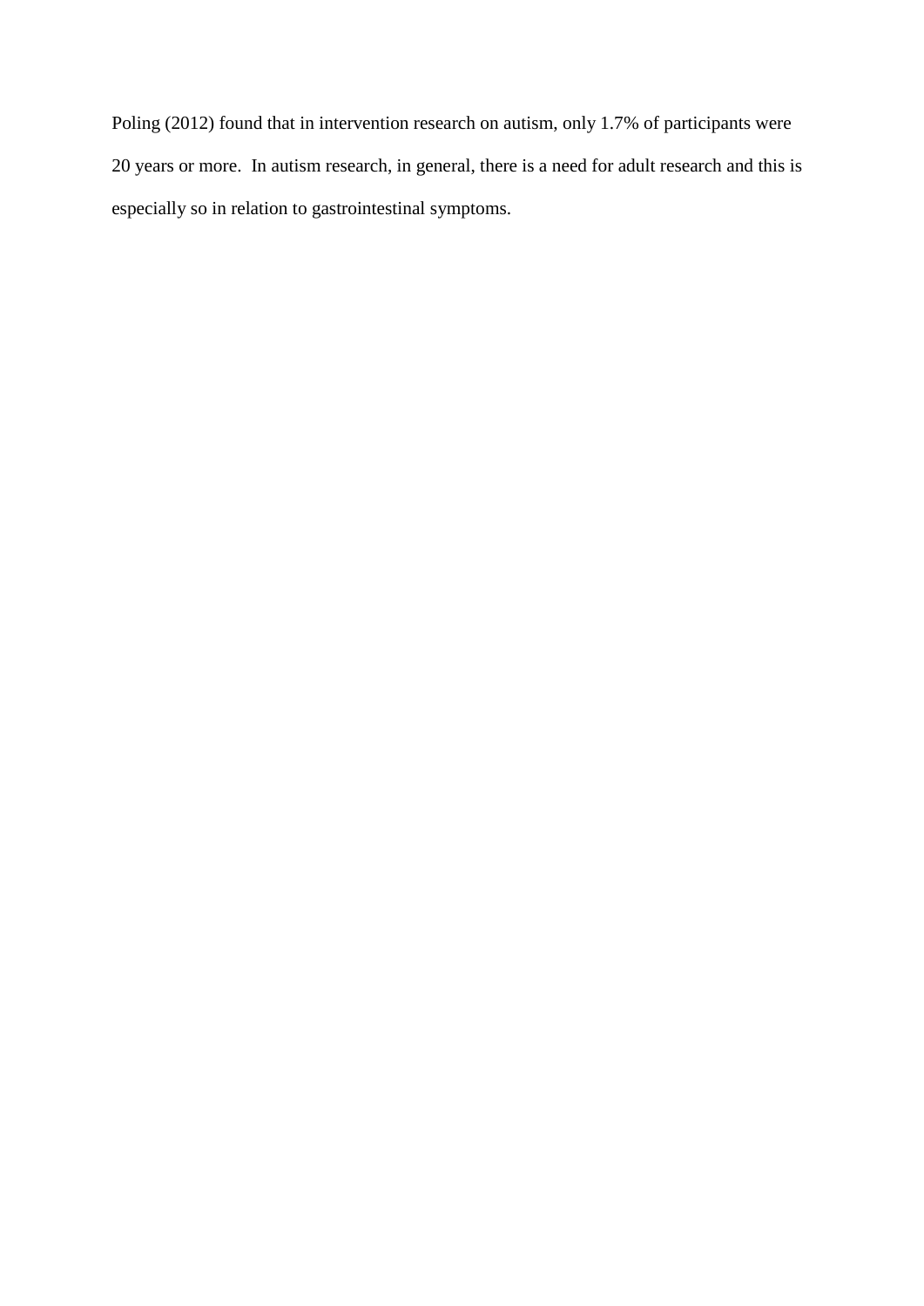Poling (2012) found that in intervention research on autism, only 1.7% of participants were 20 years or more. In autism research, in general, there is a need for adult research and this is especially so in relation to gastrointestinal symptoms.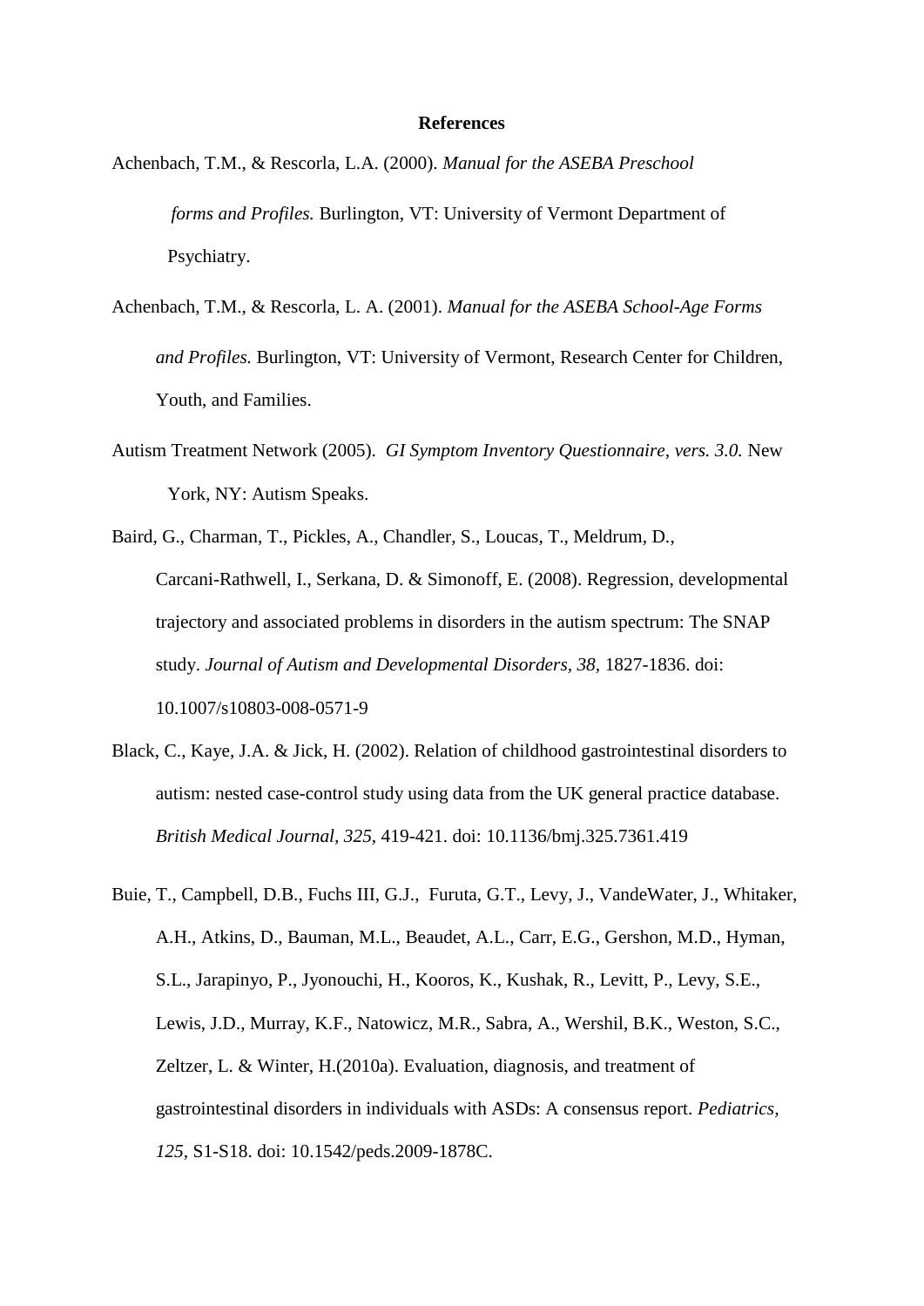# References

Achenbach, T.M., & Rescorla, L.A. (2000). *Manual for the ASEBA Preschool forms and Profiles.* Burlington, VT: University of Vermont Department of Psychiatry.

Achenbach, T.M., & Rescorla, L. A. (2001). *Manual for the ASEBA School-Age Forms and Profiles.* Burlington, VT: University of Vermont, Research Center for Children, Youth, and Families.

Autism Treatment Network (2005). *GI Symptom Inventory Questionnaire, vers. 3.0.* New York, NY: Autism Speaks.

Baird, G., Charman, T., Pickles, A., Chandler, S., Loucas, T., Meldrum, D., Carcani-Rathwell, I., Serkana, D. & Simonoff, E. (2008). Regression, developmental trajectory and associated problems in disorders in the autism spectrum: The SNAP study. *Journal of Autism and Developmental Disorders, 38,* 1827-1836. doi: 10.1007/s10803-008-0571-9

Black, C., Kaye, J.A. & Jick, H. (2002). Relation of childhood gastrointestinal disorders to autism: nested case-control study using data from the UK general practice database. *British Medical Journal, 325,* 419-421. doi: 10.1136/bmj.325.7361.419

Buie, T., Campbell, D.B., Fuchs III, G.J., Furuta, G.T., Levy, J., VandeWater, J., Whitaker, A.H., Atkins, D., Bauman, M.L., Beaudet, A.L., Carr, E.G., Gershon, M.D., Hyman, S.L., Jarapinyo, P., Jyonouchi, H., Kooros, K., Kushak, R., Levitt, P., Levy, S.E., Lewis, J.D., Murray, K.F., Natowicz, M.R., Sabra, A., Wershil, B.K., Weston, S.C., Zeltzer, L. & Winter, H.(2010a). Evaluation, diagnosis, and treatment of gastrointestinal disorders in individuals with ASDs: A consensus report. *Pediatrics, 125,* S1-S18. doi: 10.1542/peds.2009-1878C.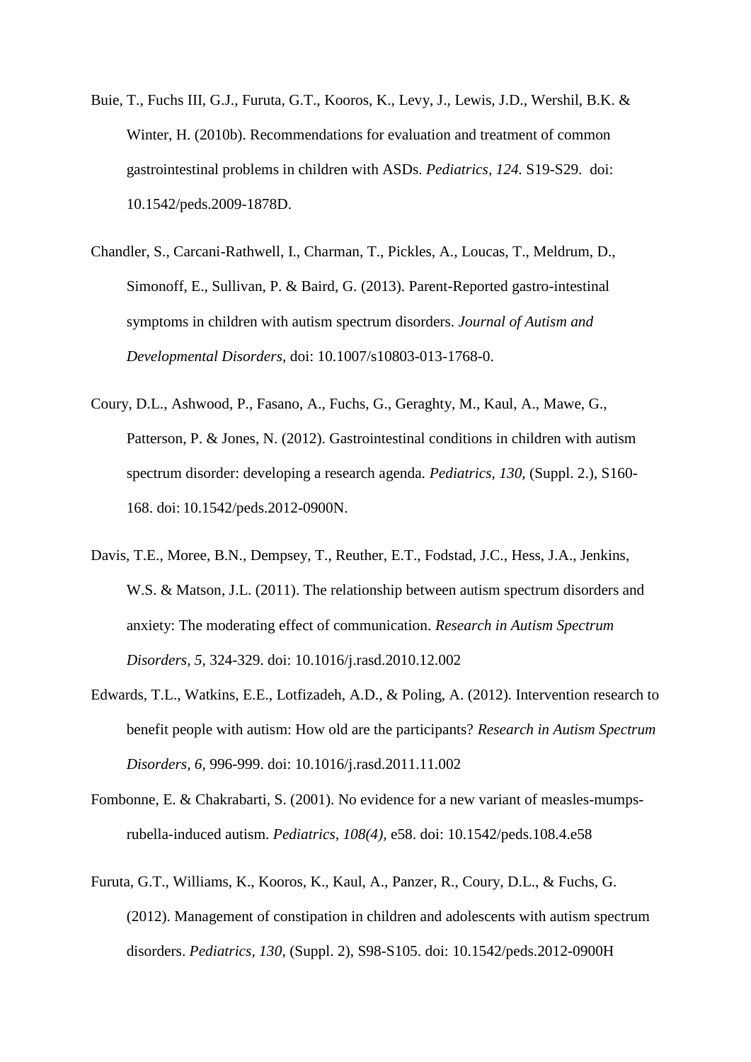Buie, T., Fuchs III, G.J., Furuta, G.T., Kooros, K., Levy, J., Lewis, J.D., Wershil, B.K. & Winter, H. (2010b). Recommendations for evaluation and treatment of common gastrointestinal problems in children with ASDs. *Pediatrics, 124.* S19-S29. doi: 10.1542/peds.2009-1878D.

Chandler, S., Carcani-Rathwell, I., Charman, T., Pickles, A., Loucas, T., Meldrum, D., Simonoff, E., Sullivan, P. & Baird, G. (2013). Parent-Reported gastro-intestinal symptoms in children with autism spectrum disorders. *Journal of Autism and Developmental Disorders,* doi: 10.1007/s10803-013-1768-0.

Coury, D.L., Ashwood, P., Fasano, A., Fuchs, G., Geraghty, M., Kaul, A., Mawe, G., Patterson, P. & Jones, N. (2012). Gastrointestinal conditions in children with autism spectrum disorder: developing a research agenda. *Pediatrics, 130,* (Suppl. 2.), S160-168. doi: 10.1542/peds.2012-0900N.

Davis, T.E., Moree, B.N., Dempsey, T., Reuther, E.T., Fodstad, J.C., Hess, J.A., Jenkins, W.S. & Matson, J.L. (2011). The relationship between autism spectrum disorders and anxiety: The moderating effect of communication. *Research in Autism Spectrum Disorders, 5,* 324-329. doi: 10.1016/j.rasd.2010.12.002

Edwards, T.L., Watkins, E.E., Lotfizadeh, A.D., & Poling, A. (2012). Intervention research to benefit people with autism: How old are the participants? *Research in Autism Spectrum Disorders, 6,* 996-999. doi: 10.1016/j.rasd.2011.11.002

Fombonne, E. & Chakrabarti, S. (2001). No evidence for a new variant of measles-mumps-rubella-induced autism. *Pediatrics, 108(4),* e58. doi: 10.1542/peds.108.4.e58

Furuta, G.T., Williams, K., Kooros, K., Kaul, A., Panzer, R., Coury, D.L., & Fuchs, G. (2012). Management of constipation in children and adolescents with autism spectrum disorders. *Pediatrics, 130,* (Suppl. 2), S98-S105. doi: 10.1542/peds.2012-0900H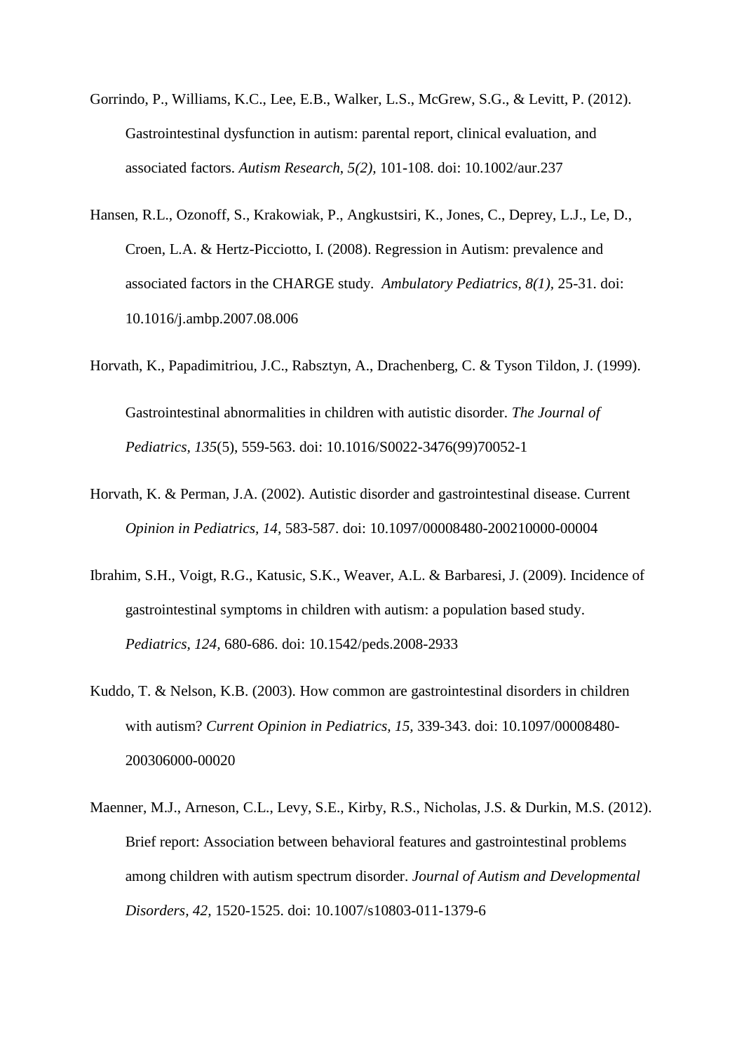Gorrindo, P., Williams, K.C., Lee, E.B., Walker, L.S., McGrew, S.G., & Levitt, P. (2012). Gastrointestinal dysfunction in autism: parental report, clinical evaluation, and associated factors. *Autism Research*, *5(2),* 101-108. doi: 10.1002/aur.237

Hansen, R.L., Ozonoff, S., Krakowiak, P., Angkustsiri, K., Jones, C., Deprey, L.J., Le, D., Croen, L.A. & Hertz-Picciotto, I. (2008). Regression in Autism: prevalence and associated factors in the CHARGE study. *Ambulatory Pediatrics, 8(1),* 25-31. doi: 10.1016/j.ambp.2007.08.006

Horvath, K., Papadimitriou, J.C., Rabsztyn, A., Drachenberg, C. & Tyson Tildon, J. (1999). Gastrointestinal abnormalities in children with autistic disorder. *The Journal of Pediatrics, 135*(5), 559-563. doi: 10.1016/S0022-3476(99)70052-1

Horvath, K. & Perman, J.A. (2002). Autistic disorder and gastrointestinal disease. Current *Opinion in Pediatrics, 14,* 583-587. doi: 10.1097/00008480-200210000-00004

Ibrahim, S.H., Voigt, R.G., Katusic, S.K., Weaver, A.L. & Barbaresi, J. (2009). Incidence of gastrointestinal symptoms in children with autism: a population based study. *Pediatrics, 124,* 680-686. doi: 10.1542/peds.2008-2933

Kuddo, T. & Nelson, K.B. (2003). How common are gastrointestinal disorders in children with autism? *Current Opinion in Pediatrics, 15,* 339-343. doi: 10.1097/00008480-200306000-00020

Maenner, M.J., Arneson, C.L., Levy, S.E., Kirby, R.S., Nicholas, J.S. & Durkin, M.S. (2012). Brief report: Association between behavioral features and gastrointestinal problems among children with autism spectrum disorder. *Journal of Autism and Developmental Disorders, 42,* 1520-1525. doi: 10.1007/s10803-011-1379-6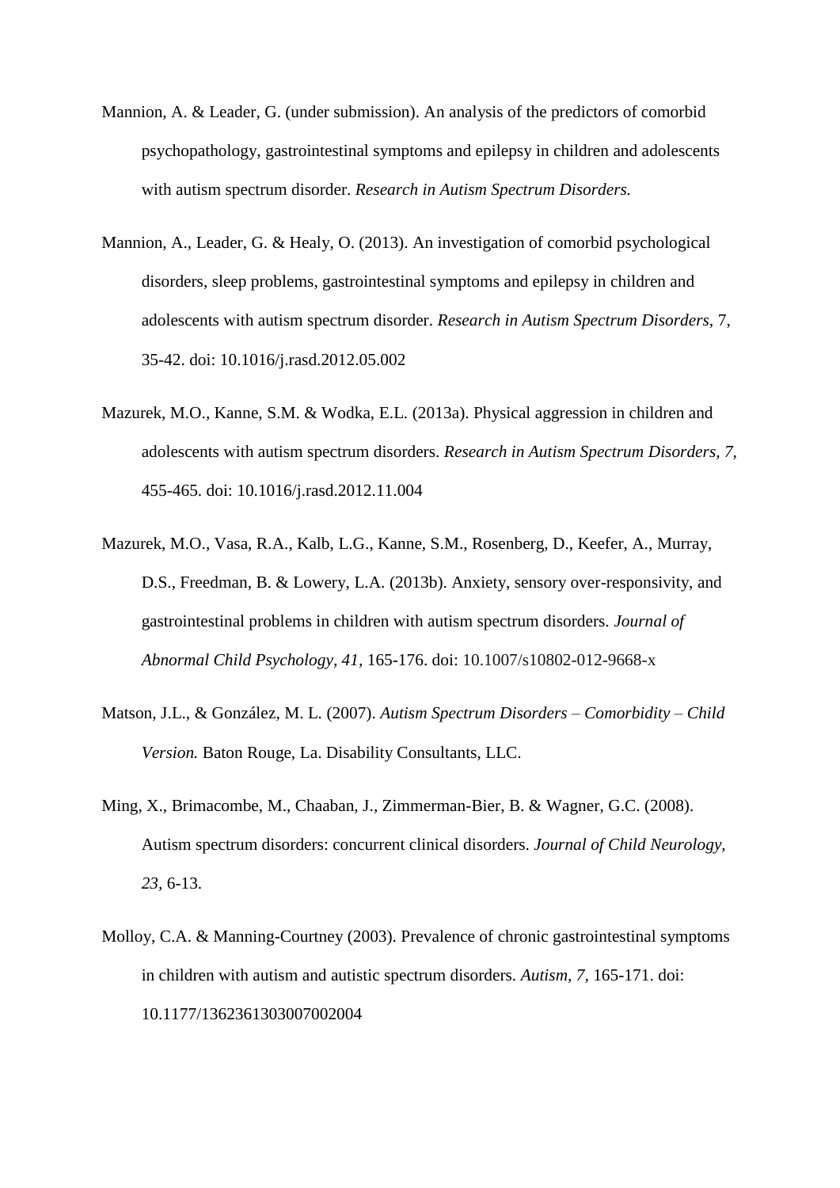Mannion, A. & Leader, G. (under submission). An analysis of the predictors of comorbid psychopathology, gastrointestinal symptoms and epilepsy in children and adolescents with autism spectrum disorder. *Research in Autism Spectrum Disorders.*

Mannion, A., Leader, G. & Healy, O. (2013). An investigation of comorbid psychological disorders, sleep problems, gastrointestinal symptoms and epilepsy in children and adolescents with autism spectrum disorder. *Research in Autism Spectrum Disorders,* 7, 35-42. doi: 10.1016/j.rasd.2012.05.002

Mazurek, M.O., Kanne, S.M. & Wodka, E.L. (2013a). Physical aggression in children and adolescents with autism spectrum disorders. *Research in Autism Spectrum Disorders, 7,* 455-465. doi: 10.1016/j.rasd.2012.11.004

Mazurek, M.O., Vasa, R.A., Kalb, L.G., Kanne, S.M., Rosenberg, D., Keefer, A., Murray, D.S., Freedman, B. & Lowery, L.A. (2013b). Anxiety, sensory over-responsivity, and gastrointestinal problems in children with autism spectrum disorders. *Journal of Abnormal Child Psychology, 41,* 165-176. doi: 10.1007/s10802-012-9668-x

Matson, J.L., & González, M. L. (2007). *Autism Spectrum Disorders – Comorbidity – Child Version.* Baton Rouge, La. Disability Consultants, LLC.

Ming, X., Brimacombe, M., Chaaban, J., Zimmerman-Bier, B. & Wagner, G.C. (2008). Autism spectrum disorders: concurrent clinical disorders. *Journal of Child Neurology, 23,* 6-13.

Molloy, C.A. & Manning-Courtney (2003). Prevalence of chronic gastrointestinal symptoms in children with autism and autistic spectrum disorders. *Autism, 7,* 165-171. doi: 10.1177/1362361303007002004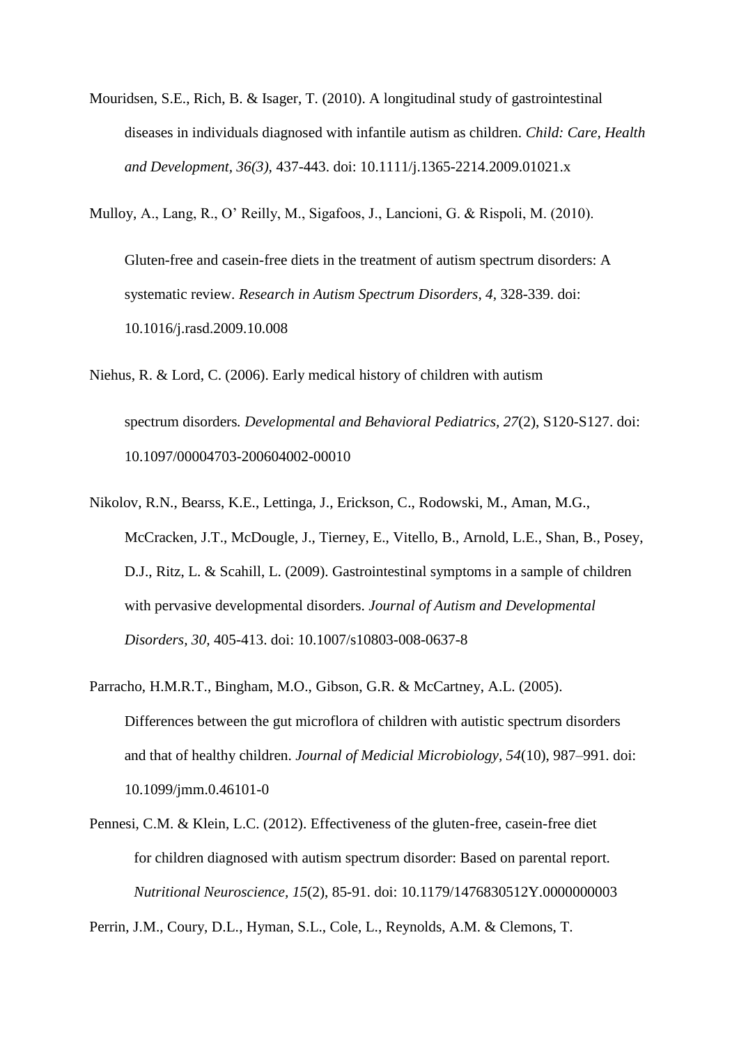Mouridsen, S.E., Rich, B. & Isager, T. (2010). A longitudinal study of gastrointestinal diseases in individuals diagnosed with infantile autism as children. *Child: Care, Health and Development, 36(3),* 437-443. doi: 10.1111/j.1365-2214.2009.01021.x

Mulloy, A., Lang, R., O' Reilly, M., Sigafoos, J., Lancioni, G. & Rispoli, M. (2010). Gluten-free and casein-free diets in the treatment of autism spectrum disorders: A systematic review. *Research in Autism Spectrum Disorders, 4,* 328-339. doi: 10.1016/j.rasd.2009.10.008

Niehus, R. & Lord, C. (2006). Early medical history of children with autism spectrum disorders*. Developmental and Behavioral Pediatrics, 27*(2), S120-S127. doi: 10.1097/00004703-200604002-00010

Nikolov, R.N., Bearss, K.E., Lettinga, J., Erickson, C., Rodowski, M., Aman, M.G., McCracken, J.T., McDougle, J., Tierney, E., Vitello, B., Arnold, L.E., Shan, B., Posey, D.J., Ritz, L. & Scahill, L. (2009). Gastrointestinal symptoms in a sample of children with pervasive developmental disorders. *Journal of Autism and Developmental Disorders, 30,* 405-413. doi: 10.1007/s10803-008-0637-8

Parracho, H.M.R.T., Bingham, M.O., Gibson, G.R. & McCartney, A.L. (2005). Differences between the gut microflora of children with autistic spectrum disorders and that of healthy children. *Journal of Medicial Microbiology, 54*(10), 987–991. doi: 10.1099/jmm.0.46101-0

Pennesi, C.M. & Klein, L.C. (2012). Effectiveness of the gluten-free, casein-free diet for children diagnosed with autism spectrum disorder: Based on parental report. *Nutritional Neuroscience, 15*(2), 85-91. doi: 10.1179/1476830512Y.0000000003

Perrin, J.M., Coury, D.L., Hyman, S.L., Cole, L., Reynolds, A.M. & Clemons, T.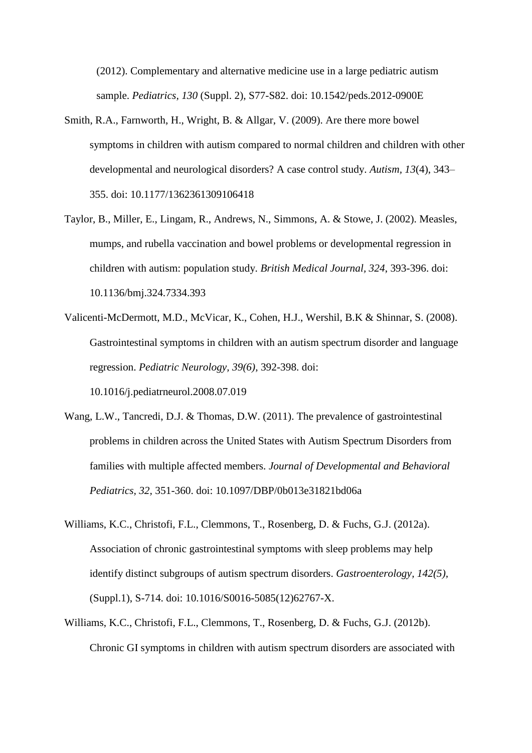(2012). Complementary and alternative medicine use in a large pediatric autism sample. *Pediatrics, 130* (Suppl. 2), S77-S82. doi: 10.1542/peds.2012-0900E

Smith, R.A., Farnworth, H., Wright, B. & Allgar, V. (2009). Are there more bowel symptoms in children with autism compared to normal children and children with other developmental and neurological disorders? A case control study. *Autism, 13*(4), 343–355. doi: 10.1177/1362361309106418

Taylor, B., Miller, E., Lingam, R., Andrews, N., Simmons, A. & Stowe, J. (2002). Measles, mumps, and rubella vaccination and bowel problems or developmental regression in children with autism: population study. *British Medical Journal, 324*, 393-396. doi: 10.1136/bmj.324.7334.393

Valicenti-McDermott, M.D., McVicar, K., Cohen, H.J., Wershil, B.K & Shinnar, S. (2008). Gastrointestinal symptoms in children with an autism spectrum disorder and language regression. *Pediatric Neurology, 39(6),* 392-398. doi: 10.1016/j.pediatrneurol.2008.07.019

Wang, L.W., Tancredi, D.J. & Thomas, D.W. (2011). The prevalence of gastrointestinal problems in children across the United States with Autism Spectrum Disorders from families with multiple affected members. *Journal of Developmental and Behavioral Pediatrics, 32,* 351-360. doi: 10.1097/DBP/0b013e31821bd06a

Williams, K.C., Christofi, F.L., Clemmons, T., Rosenberg, D. & Fuchs, G.J. (2012a). Association of chronic gastrointestinal symptoms with sleep problems may help identify distinct subgroups of autism spectrum disorders. *Gastroenterology, 142(5),* (Suppl.1), S-714. doi: 10.1016/S0016-5085(12)62767-X.

Williams, K.C., Christofi, F.L., Clemmons, T., Rosenberg, D. & Fuchs, G.J. (2012b). Chronic GI symptoms in children with autism spectrum disorders are associated with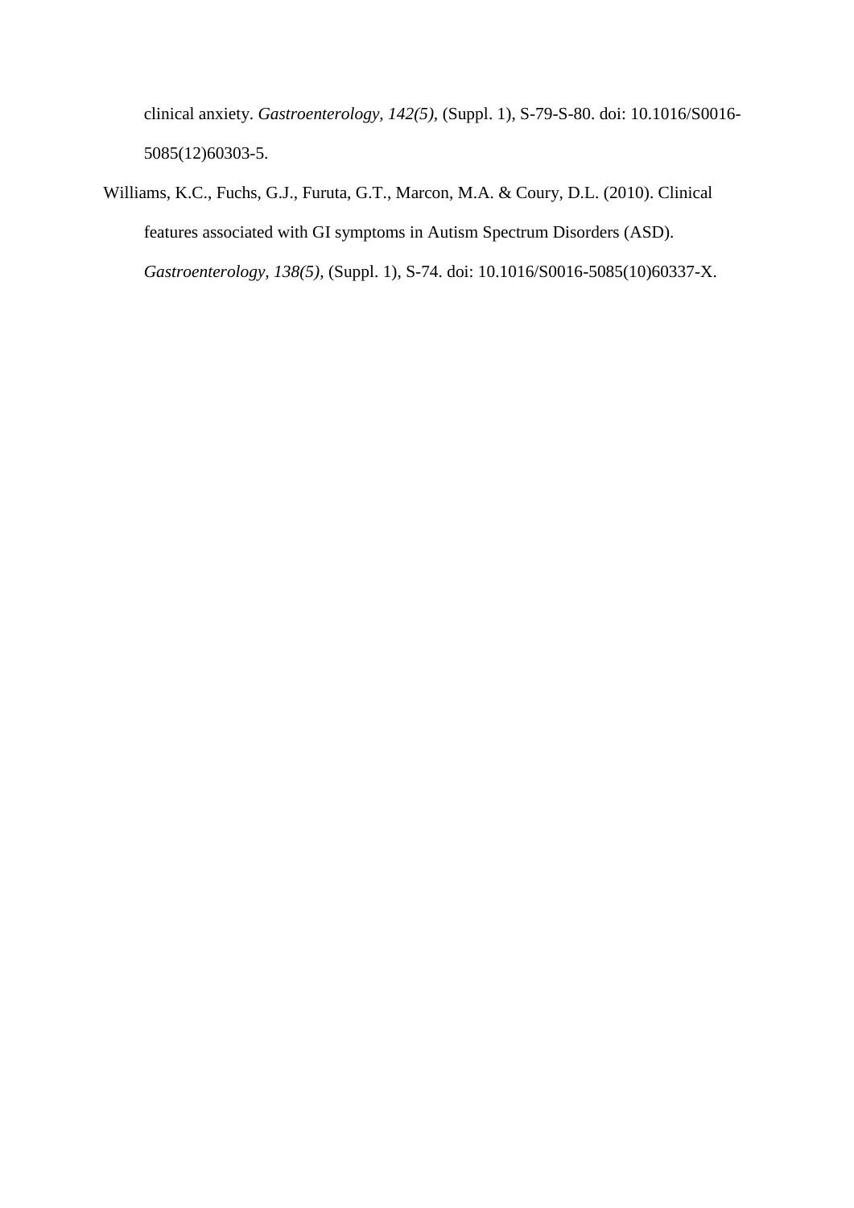clinical anxiety. *Gastroenterology, 142(5)*, (Suppl. 1), S-79-S-80. doi: 10.1016/S0016-5085(12)60303-5.

Williams, K.C., Fuchs, G.J., Furuta, G.T., Marcon, M.A. & Coury, D.L. (2010). Clinical features associated with GI symptoms in Autism Spectrum Disorders (ASD). *Gastroenterology, 138(5),* (Suppl. 1), S-74. doi: 10.1016/S0016-5085(10)60337-X.